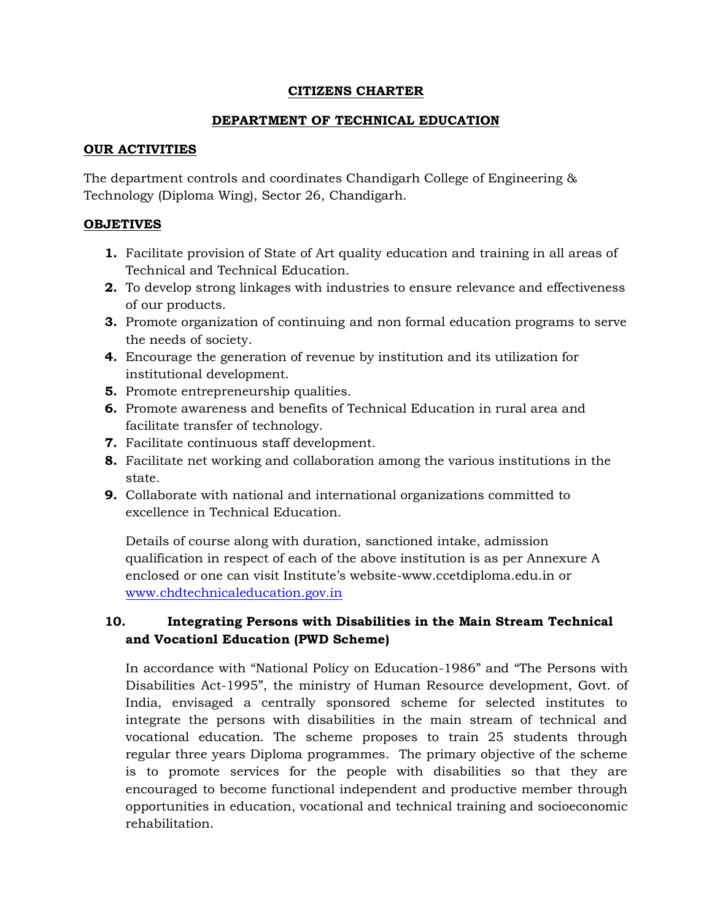# CITIZENS CHARTER

## DEPARTMENT OF TECHNICAL EDUCATION

### OUR ACTIVITIES

The department controls and coordinates Chandigarh College of Engineering & Technology (Diploma Wing), Sector 26, Chandigarh.

### OBJETIVES

1. Facilitate provision of State of Art quality education and training in all areas of Technical and Technical Education.
2. To develop strong linkages with industries to ensure relevance and effectiveness of our products.
3. Promote organization of continuing and non formal education programs to serve the needs of society.
4. Encourage the generation of revenue by institution and its utilization for institutional development.
5. Promote entrepreneurship qualities.
6. Promote awareness and benefits of Technical Education in rural area and facilitate transfer of technology.
7. Facilitate continuous staff development.
8. Facilitate net working and collaboration among the various institutions in the state.
9. Collaborate with national and international organizations committed to excellence in Technical Education.

   Details of course along with duration, sanctioned intake, admission qualification in respect of each of the above institution is as per Annexure A enclosed or one can visit Institute's website-www.ccetdiploma.edu.in or www.chdtechnicaleducation.gov.in

10. **Integrating Persons with Disabilities in the Main Stream Technical and Vocationl Education (PWD Scheme)**

    In accordance with "National Policy on Education-1986" and "The Persons with Disabilities Act-1995", the ministry of Human Resource development, Govt. of India, envisaged a centrally sponsored scheme for selected institutes to integrate the persons with disabilities in the main stream of technical and vocational education. The scheme proposes to train 25 students through regular three years Diploma programmes. The primary objective of the scheme is to promote services for the people with disabilities so that they are encouraged to become functional independent and productive member through opportunities in education, vocational and technical training and socioeconomic rehabilitation.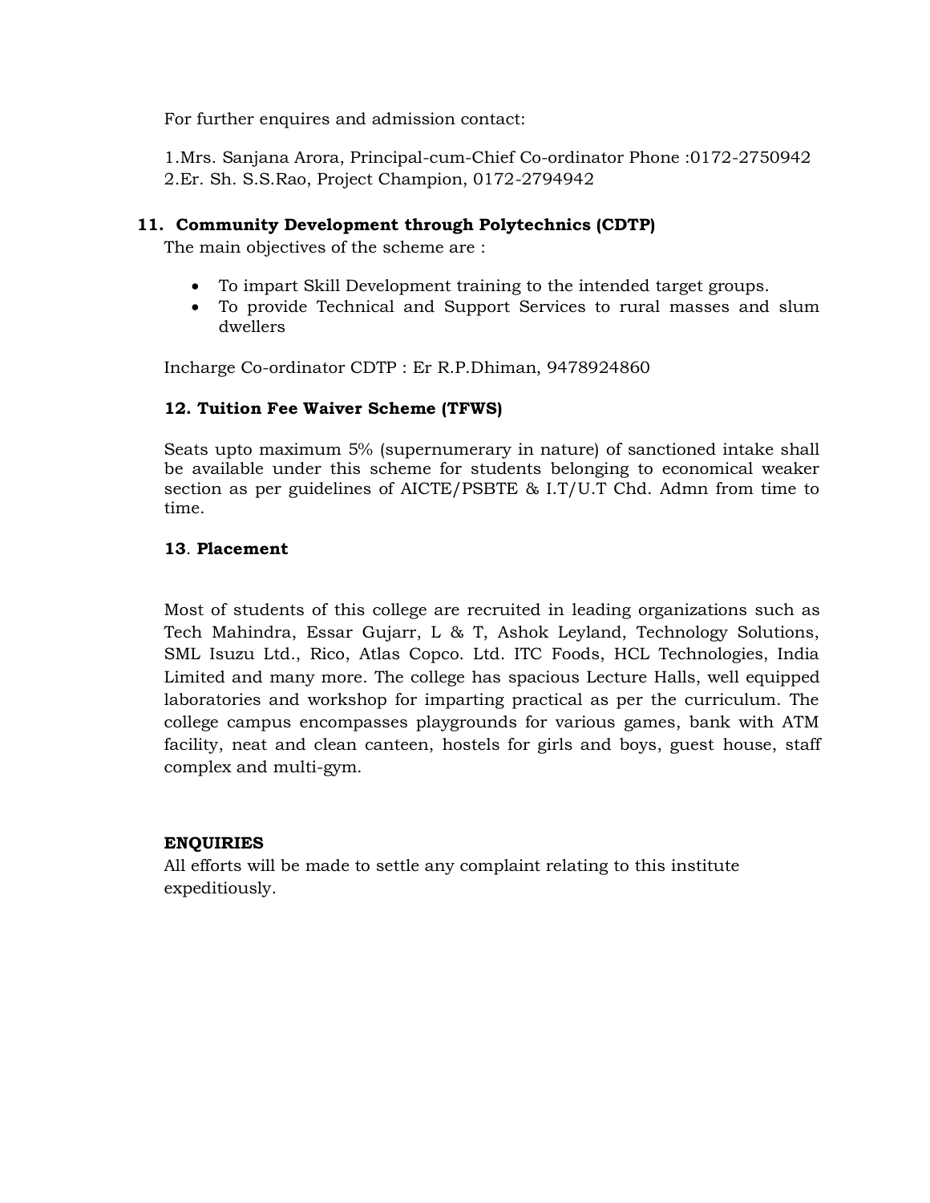For further enquires and admission contact:

1.Mrs. Sanjana Arora, Principal-cum-Chief Co-ordinator Phone :0172-2750942
2.Er. Sh. S.S.Rao, Project Champion, 0172-2794942

## 11. Community Development through Polytechnics (CDTP)

The main objectives of the scheme are :

- To impart Skill Development training to the intended target groups.
- To provide Technical and Support Services to rural masses and slum dwellers

Incharge Co-ordinator CDTP : Er R.P.Dhiman, 9478924860

## 12. Tuition Fee Waiver Scheme (TFWS)

Seats upto maximum 5% (supernumerary in nature) of sanctioned intake shall be available under this scheme for students belonging to economical weaker section as per guidelines of AICTE/PSBTE & I.T/U.T Chd. Admn from time to time.

## 13. Placement

Most of students of this college are recruited in leading organizations such as Tech Mahindra, Essar Gujarr, L & T, Ashok Leyland, Technology Solutions, SML Isuzu Ltd., Rico, Atlas Copco. Ltd. ITC Foods, HCL Technologies, India Limited and many more. The college has spacious Lecture Halls, well equipped laboratories and workshop for imparting practical as per the curriculum. The college campus encompasses playgrounds for various games, bank with ATM facility, neat and clean canteen, hostels for girls and boys, guest house, staff complex and multi-gym.

**ENQUIRIES**

All efforts will be made to settle any complaint relating to this institute expeditiously.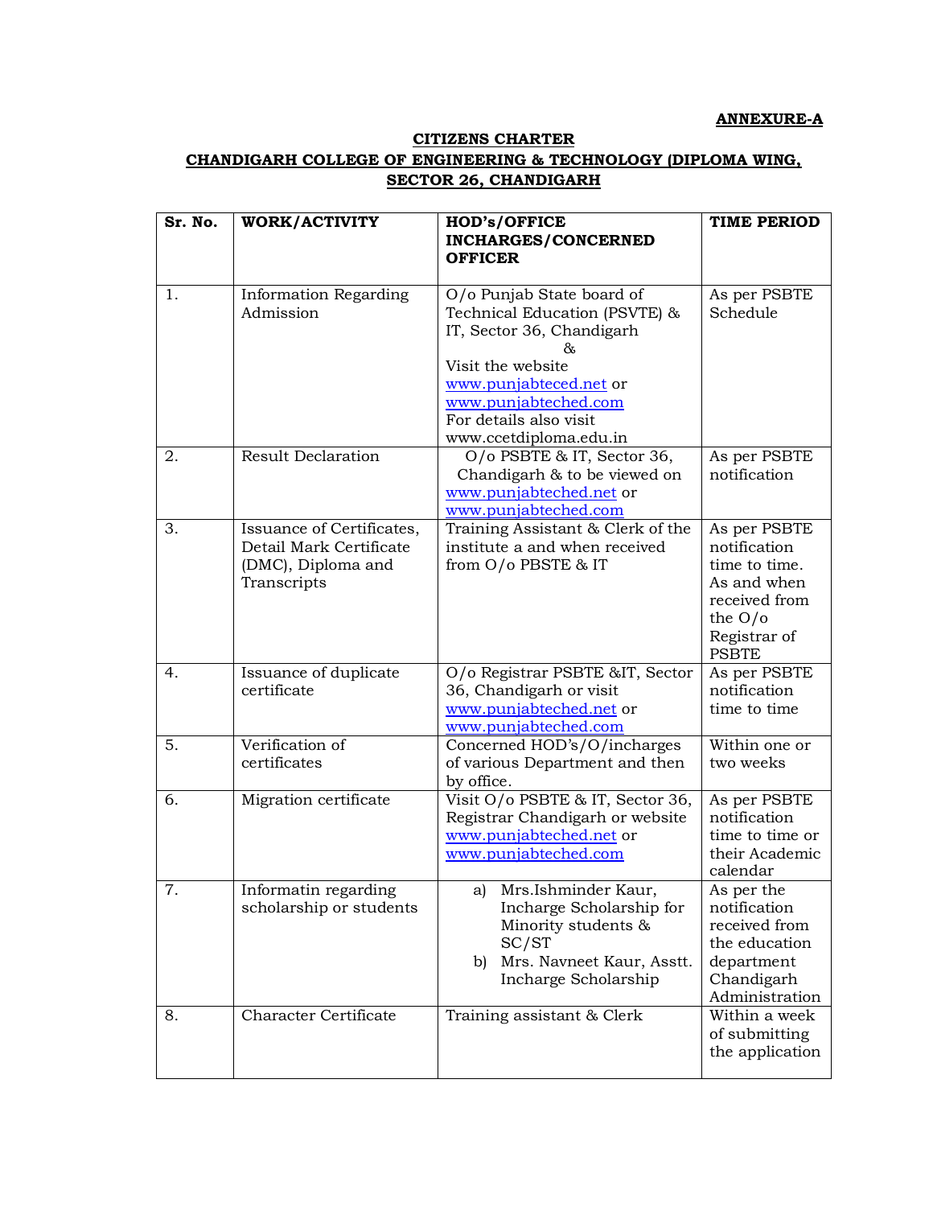**ANNEXURE-A**

**CITIZENS CHARTER**

**CHANDIGARH COLLEGE OF ENGINEERING & TECHNOLOGY (DIPLOMA WING, SECTOR 26, CHANDIGARH**

| Sr. No. | WORK/ACTIVITY | HOD's/OFFICE INCHARGES/CONCERNED OFFICER | TIME PERIOD |
|---|---|---|---|
| 1. | Information Regarding Admission | O/o Punjab State board of Technical Education (PSVTE) & IT, Sector 36, Chandigarh & Visit the website www.punjabteced.net or www.punjabteched.com For details also visit www.ccetdiploma.edu.in | As per PSBTE Schedule |
| 2. | Result Declaration | O/o PSBTE & IT, Sector 36, Chandigarh & to be viewed on www.punjabteched.net or www.punjabteched.com | As per PSBTE notification |
| 3. | Issuance of Certificates, Detail Mark Certificate (DMC), Diploma and Transcripts | Training Assistant & Clerk of the institute a and when received from O/o PBSTE & IT | As per PSBTE notification time to time. As and when received from the O/o Registrar of PSBTE |
| 4. | Issuance of duplicate certificate | O/o Registrar PSBTE &IT, Sector 36, Chandigarh or visit www.punjabteched.net or www.punjabteched.com | As per PSBTE notification time to time |
| 5. | Verification of certificates | Concerned HOD's/O/incharges of various Department and then by office. | Within one or two weeks |
| 6. | Migration certificate | Visit O/o PSBTE & IT, Sector 36, Registrar Chandigarh or website www.punjabteched.net or www.punjabteched.com | As per PSBTE notification time to time or their Academic calendar |
| 7. | Informatin regarding scholarship or students | a) Mrs.Ishminder Kaur, Incharge Scholarship for Minority students & SC/ST<br>b) Mrs. Navneet Kaur, Asstt. Incharge Scholarship | As per the notification received from the education department Chandigarh Administration |
| 8. | Character Certificate | Training assistant & Clerk | Within a week of submitting the application |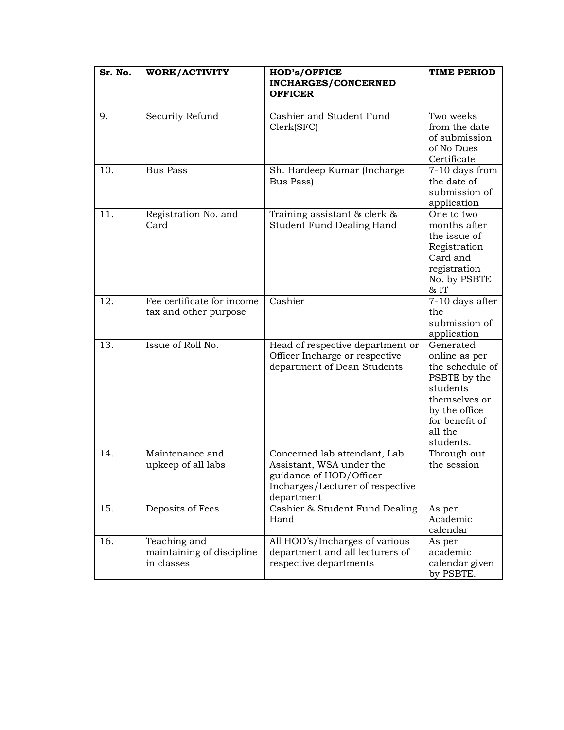| Sr. No. | WORK/ACTIVITY | HOD's/OFFICE INCHARGES/CONCERNED OFFICER | TIME PERIOD |
|---|---|---|---|
| 9. | Security Refund | Cashier and Student Fund Clerk(SFC) | Two weeks from the date of submission of No Dues Certificate |
| 10. | Bus Pass | Sh. Hardeep Kumar (Incharge Bus Pass) | 7-10 days from the date of submission of application |
| 11. | Registration No. and Card | Training assistant & clerk & Student Fund Dealing Hand | One to two months after the issue of Registration Card and registration No. by PSBTE & IT |
| 12. | Fee certificate for income tax and other purpose | Cashier | 7-10 days after the submission of application |
| 13. | Issue of Roll No. | Head of respective department or Officer Incharge or respective department of Dean Students | Generated online as per the schedule of PSBTE by the students themselves or by the office for benefit of all the students. |
| 14. | Maintenance and upkeep of all labs | Concerned lab attendant, Lab Assistant, WSA under the guidance of HOD/Officer Incharges/Lecturer of respective department | Through out the session |
| 15. | Deposits of Fees | Cashier & Student Fund Dealing Hand | As per Academic calendar |
| 16. | Teaching and maintaining of discipline in classes | All HOD's/Incharges of various department and all lecturers of respective departments | As per academic calendar given by PSBTE. |